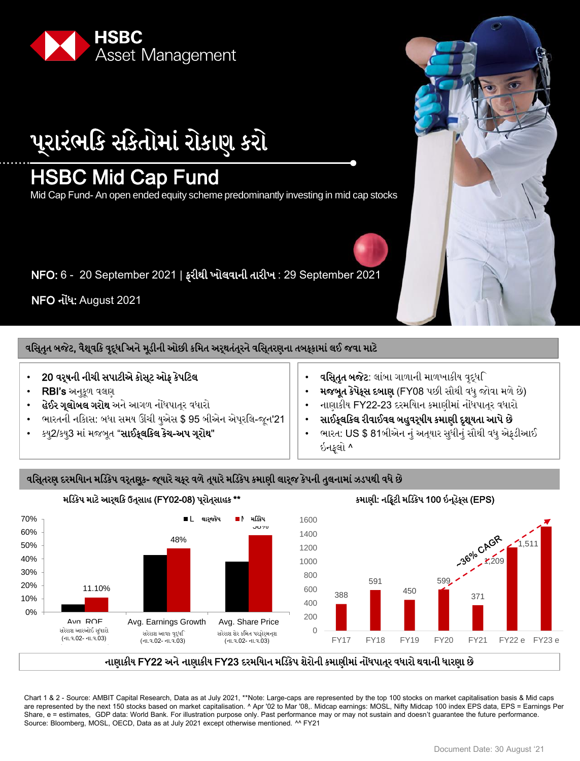HSBC Asset Management

# પ્રારંભિક સંકેતોમાં રોકાણ કરો

# HSBC Mid Cap Fund

Mid Cap Fund- An open ended equity scheme predominantly investing in mid cap stocks

**NFO:** 6 - 20 September 2021 | **ફરીથી ખોલવાની તારીખ** : 29 September 2021

**NFO નોંધ:** August 2021

## વિસ્તૃત બજેટ, વૈશ્વિક વૃદ્ધિ અને મૂડીની ઓછી કિંમત અર્થતંત્રને વિસ્તરણના તબક્કામાં લઈ જવા માટે

- **20 વર્ષની નીચી સપાટીએ કોસ્ટ ઓફ કેપિટલ**
- **RBI's** અનુકૂળ વલણ
- **હેઈર ગ્લોબલ ગ્રોથ** અને આગળ નોંધપાત્ર વધારો
- ભારતની નિકાસ: બધા સમય ઊંચી યુએસ $ 95 બીએન એપ્રિલ-જૂન'21
- ક્યુ2/ક્યુ3 માં મજબૂત **"સાઈક્લિકલ કેચ-અપ ગ્રોથ"**

- **વિસ્તૃત બજેટ:** લાંબા ગાળાની માળખાકીય વૃદ્ધિ
- **મજબૂત કેપેક્સ દબાણ** (FY08 પછી સૌથી વધુ જોવા મળે છે)
- નાણાકીય FY22-23 દરમિયાન કમાણીમાં નોંધપાત્ર વધારો
- **સાઈક્લિકલ રીવાઈવલ બહુવર્ષીય કમાણી દૃશ્યતા આપે છે**
- ભારત: US $ 81બીએન નું અત્યાર સુધીનું સૌથી વધુ એફડીઆઈ ઈનફ્લો ^

## વિસ્તરણ દરમિયાન મિડકેપ વર્તણુક- જ્યારે ચક્ર વળે ત્યારે મિડકેપ કમાણી લાર્જ કેપની તુલનામાં ઝડપથી વધે છે

**મિડકેપ માટે આર્થિક ઉત્સાહ (FY02-08) પ્રોત્સાહક \*\***

| | લાર્જકેપ | મિડકેપ |
|---|---|---|
| Avg. ROE (સરેરાશ આરઓઈ સુધારો (ના.વ.02- ના.વ.03)) | | 11.10% |
| Avg. Earnings Growth (સરેરાશ આવક વૃદ્ધિ (ના.વ.02- ના.વ.03)) | | 48% |
| Avg. Share Price (સરેરાશ શેર કિંમત પરફોર્મન્સ (ના.વ.02- ના.વ.03)) | | 58% |

**કમાણી: નિફ્ટી મિડકેપ 100 ઈન્ડેક્સ (EPS)**

| FY17 | FY18 | FY19 | FY20 | FY21 | FY22 e | FY23 e |
|---|---|---|---|---|---|---|
| 388 | 591 | 450 | 599 | 371 | 1,209 | 1,511 |

~36% CAGR

**નાણાકીય FY22 અને નાણાકીય FY23 દરમિયાન મિડકેપ શેરોની કમાણીમાં નોંધપાત્ર વધારો થવાની ધારણા છે**

Chart 1 & 2 - Source: AMBIT Capital Research, Data as at July 2021, \*\*Note: Large-caps are represented by the top 100 stocks on market capitalisation basis & Mid caps are represented by the next 150 stocks based on market capitalisation. ^ Apr '02 to Mar '08,. Midcap earnings: MOSL, Nifty Midcap 100 index EPS data, EPS = Earnings Per Share, e = estimates, GDP data: World Bank. For illustration purpose only. Past performance may or may not sustain and doesn't guarantee the future performance. Source: Bloomberg, MOSL, OECD, Data as at July 2021 except otherwise mentioned. ^^ FY21

Document Date: 30 August '21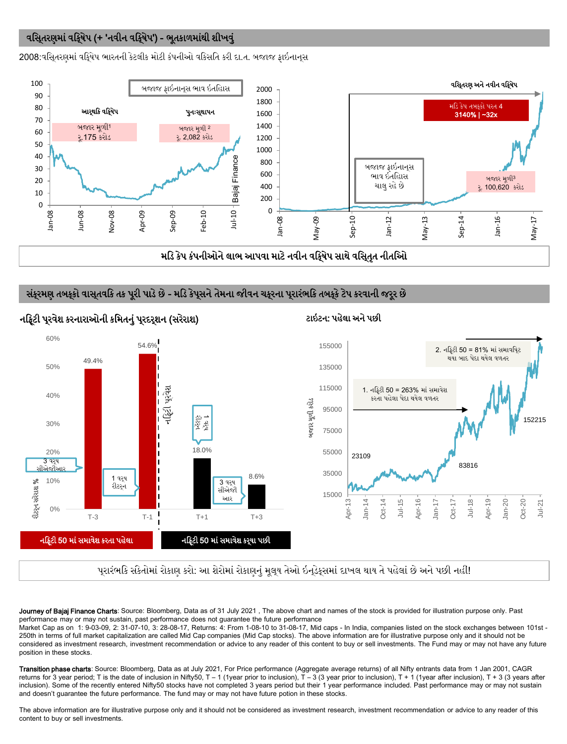## વસ્તિરણમાં વક્ષિેપ (+ 'નવીન વક્ષિેપ') - ભૂતકાળમાંથી શીખવું

2008:વસ્તિરણમાં વક્ષિેપ ભારતની કેટલીક મોટી કંપનીઓ વકિસતિ કરી દા.ત. બજાજ ફાઇનાન્સ

**બજાજ ફાઇનાન્સ ભાવ ઇતહિાસ**

આર્થકિ વક્ષિેપ — બજાર મૂડી[1] રૂ.175 કરોડ

પુનઃસ્થાપન — બજાર મૂડી [2] રૂ. 2,082 કરોડ

**વસ્તિરણ અને નવીન વક્ષિેપ**

મડિ કેપ તબક્કો પરત 4 — 3140% | ~32x

બજાજ ફાઇનાન્સ ભાવ ઇતહિાસ ચાલુ રહે છે

બજાર મૂડી[3] રૂ. 100,620 કરોડ

**મડિ કેપ કંપનીઓને લાભ આપવા માટે નવીન વક્ષિેપ સાથે વસ્તિૃત નીતઓિ**

## સંક્રમણ તબક્કો વાસ્તવકિ તક પૂરી પાડે છે - મડિ કેપ્સને તેમના જીવન ચક્રના પ્રારંભકિ તબક્કે ટેપ કરવાની જરૂર છે

### નફ્ટિી પ્રવેશ કરનારાઓની કમિતનું પ્રદર્શન (સરેરાશ)

| | T-3 | T-1 | T+1 | T+3 |
|---|---|---|---|---|
| રીટર્ન સરેરાશ % | 49.4% (3 વર્ષ સીએજીઆર) | 54.6% (1 વર્ષ રીટર્ન) | 18.0% (1 વર્ષ રીટર્ન) | 8.6% (3 વર્ષ સીએજીઆર) |

નફ્ટિી 50 માં સમાવેશ કરતા પહેલા | નફ્ટિી 50 માં સમાવેશ કર્યા પછી

### ટાઇટન: પહેલા અને પછી

1. નફ્ટિી 50 = 263% માં સમાવેશ કરતા પહેલા પેદા થયેલ વળતર

2. નફ્ટિી 50 = 81% માં સમાવષ્ટિ થયા બાદ પેદા થયેલ વળતર

બજાર મૂડી કરોડ: 23109, 83816, 152215

**પ્રારંભકિ સંકેતોમાં રોકાણ કરો: આ શેરોમાં રોકાણનું મૂલ્ય તેઓ ઇન્ડેક્સમાં દાખલ થાય તે પહેલાં છે અને પછી નહીં!**

**Journey of Bajaj Finance Charts**: Source: Bloomberg, Data as of 31 July 2021 , The above chart and names of the stock is provided for illustration purpose only. Past performance may or may not sustain, past performance does not guarantee the future performance

Market Cap as on 1: 9-03-09, 2: 31-07-10, 3: 28-08-17, Returns: 4: From 1-08-10 to 31-08-17, Mid caps - In India, companies listed on the stock exchanges between 101st - 250th in terms of full market capitalization are called Mid Cap companies (Mid Cap stocks). The above information are for illustrative purpose only and it should not be considered as investment research, investment recommendation or advice to any reader of this content to buy or sell investments. The Fund may or may not have any future position in these stocks.

**Transition phase charts**: Source: Bloomberg, Data as at July 2021, For Price performance (Aggregate average returns) of all Nifty entrants data from 1 Jan 2001, CAGR returns for 3 year period; T is the date of inclusion in Nifty50, T – 1 (1year prior to inclusion), T – 3 (3 year prior to inclusion), T + 1 (1year after inclusion), T + 3 (3 years after inclusion). Some of the recently entered Nifty50 stocks have not completed 3 years period but their 1 year performance included. Past performance may or may not sustain and doesn't guarantee the future performance. The fund may or may not have future potion in these stocks.

The above information are for illustrative purpose only and it should not be considered as investment research, investment recommendation or advice to any reader of this content to buy or sell investments.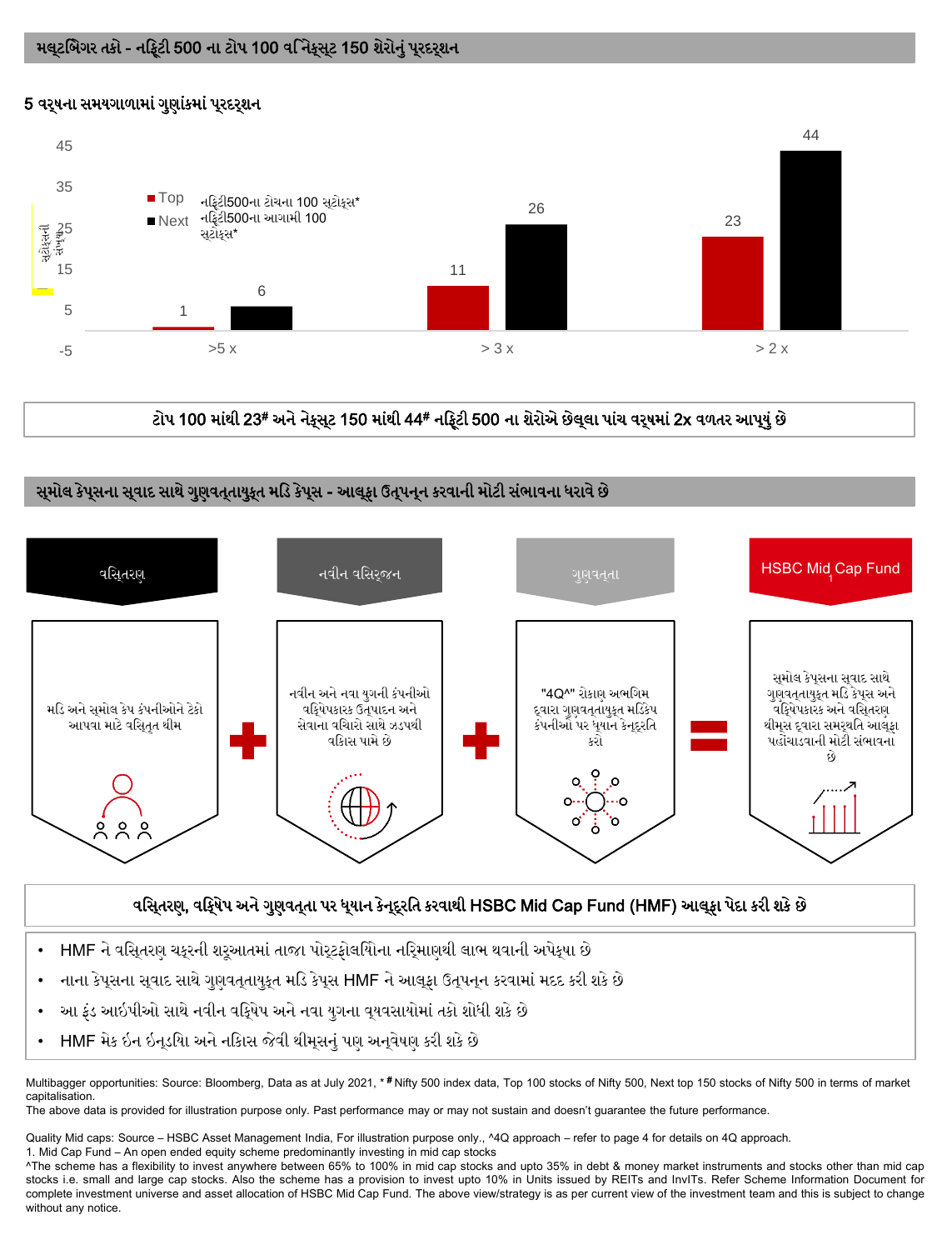## મલ્ટબિગર તકો - નિફ્ટી 500 ના ટોપ 100 વિ નેક્સ્ટ 150 શેરોનું પ્રદર્શન

### 5 વર્ષના સમયગાળામાં ગુણાંકમાં પ્રદર્શન

| | >5 x | > 3 x | > 2 x |
|---|---|---|---|
| Top – નિફ્ટી500ના ટોચના 100 સ્ટોક્સ* | 1 | 11 | 23 |
| Next – નિફ્ટી500ના આગામી 100 સ્ટોક્સ* | 6 | 26 | 44 |

(સ્ટોક્સની સંખ્યા)

**ટોપ 100 માંથી 23# અને નેક્સ્ટ 150 માંથી 44# નિફ્ટી 500 ના શેરોએ છેલ્લા પાંચ વર્ષમાં 2x વળતર આપ્યું છે**

## સ્મોલ કેપ્સના સ્વાદ સાથે ગુણવત્તાયુક્ત મિડ કેપ્સ - આલ્ફા ઉત્પન્ન કરવાની મોટી સંભાવના ધરાવે છે

**વિસ્તરણ**: મિડ અને સ્મોલ કેપ કંપનીઓને ટેકો આપવા માટે વિસ્તૃત થીમ

+

**નવીન વિસર્જન**: નવીન અને નવા યુગની કંપનીઓ વિક્ષેપકારક ઉત્પાદન અને સેવાના વિચારો સાથે ઝડપથી વિકાસ પામે છે

+

**ગુણવત્તા**: "4Q^" રોકાણ અભિગમ દ્વારા ગુણવત્તાયુક્ત મિડકેપ કંપનીઓ પર ધ્યાન કેન્દ્રિત કરો

=

**HSBC Mid Cap Fund[1]**: સ્મોલ કેપ્સના સ્વાદ સાથે ગુણવત્તાયુક્ત મિડ કેપ્સ અને વિક્ષેપકારક અને વિસ્તરણ થીમ્સ દ્વારા સમર્થિત આલ્ફા પહોંચાડવાની મોટી સંભાવના છે

**વિસ્તરણ, વિક્ષેપ અને ગુણવત્તા પર ધ્યાન કેન્દ્રિત કરવાથી HSBC Mid Cap Fund (HMF) આલ્ફા પેદા કરી શકે છે**

- HMF ને વિસ્તરણ ચક્રની શરૂઆતમાં તાજા પોર્ટફોલિયોના નિર્માણથી લાભ થવાની અપેક્ષા છે
- નાના કેપ્સના સ્વાદ સાથે ગુણવત્તાયુક્ત મિડ કેપ્સ HMF ને આલ્ફા ઉત્પન્ન કરવામાં મદદ કરી શકે છે
- આ ફંડ આઈપીઓ સાથે નવીન વિક્ષેપ અને નવા યુગના વ્યવસાયોમાં તકો શોધી શકે છે
- HMF મેક ઇન ઇન્ડિયા અને નિકાસ જેવી થીમ્સનું પણ અન્વેષણ કરી શકે છે

Multibagger opportunities: Source: Bloomberg, Data as at July 2021, *# Nifty 500 index data, Top 100 stocks of Nifty 500, Next top 150 stocks of Nifty 500 in terms of market capitalisation.
The above data is provided for illustration purpose only. Past performance may or may not sustain and doesn't guarantee the future performance.

Quality Mid caps: Source – HSBC Asset Management India, For illustration purpose only., ^4Q approach – refer to page 4 for details on 4Q approach.
1. Mid Cap Fund – An open ended equity scheme predominantly investing in mid cap stocks
^The scheme has a flexibility to invest anywhere between 65% to 100% in mid cap stocks and upto 35% in debt & money market instruments and stocks other than mid cap stocks i.e. small and large cap stocks. Also the scheme has a provision to invest upto 10% in Units issued by REITs and InvITs. Refer Scheme Information Document for complete investment universe and asset allocation of HSBC Mid Cap Fund. The above view/strategy is as per current view of the investment team and this is subject to change without any notice.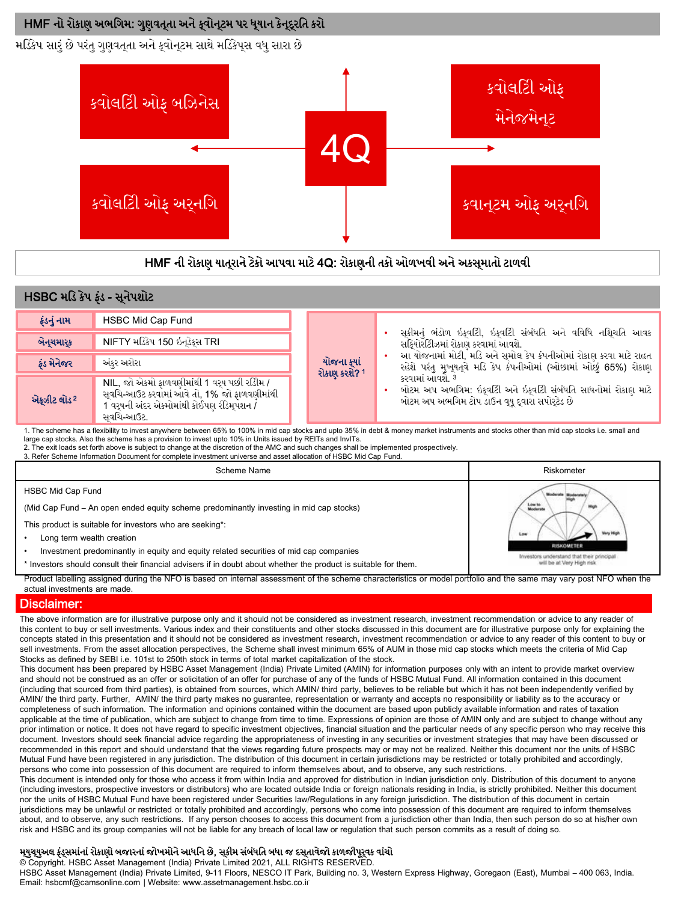## HMF નો રોકાણ અભિગમ: ગુણવત્તા અને ક્વોન્ટમ પર ધ્યાન કેન્દ્રિત કરો

મિડકેપ સારું છે પરંતુ ગુણવત્તા અને ક્વોન્ટમ સાથે મિડકેપ્સ વધુ સારા છે

ક્વોલિટી ઓફ બિઝનેસ

ક્વોલિટી ઓફ મેનેજમેન્ટ

4Q

ક્વોલિટી ઓફ અર્નિંગ

ક્વાન્ટમ ઓફ અર્નિંગ

**HMF ની રોકાણ યાત્રાને ટેકો આપવા માટે 4Q: રોકાણની તકો ઓળખવી અને અકસ્માતો ટાળવી**

## HSBC મિડ કેપ ફંડ - સ્નેપશોટ

| | |
|---|---|
| ફંડનું નામ | HSBC Mid Cap Fund |
| બેન્ચમાર્ક | NIFTY મિડકેપ 150 ઇન્ડેક્સ TRI |
| ફંડ મેનેજર | અંકુર અરોરા |
| એક્ઝીટ લોડ [2] | NIL, જો એકમો ફાળવણીમાંથી 1 વર્ષ પછી રીડીમ / સ્વિચ-આઉટ કરવામાં આવે તો, 1% જો ફાળવણીમાંથી 1 વર્ષની અંદર એકમોમાંથી કોઈપણ રીડમ્પશન / સ્વિચ-આઉટ. |

| | |
|---|---|
| યોજના ક્યાં રોકાણ કરશે? [1] | • સ્કીમનું ભંડોળ ઇક્વિટી, ઇક્વિટી સંબંધિત અને વિવિધ નિશ્ચિત આવક સિક્યોરિટીઝમાં રોકાણ કરવામાં આવશે.<br>• આ યોજનામાં મોટી, મિડ અને સ્મોલ કેપ કંપનીઓમાં રોકાણ કરવા માટે રાહત રહેશે પરંતુ મુખ્યત્વે મિડ કેપ કંપનીઓમાં (ઓછામાં ઓછું 65%) રોકાણ કરવામાં આવશે. [3]<br>• બોટમ અપ અભિગમ: ઇક્વિટી અને ઇક્વિટી સંબંધિત સાધનોમાં રોકાણ માટે બોટમ અપ અભિગમ ટોપ ડાઉન વ્યૂ દ્વારા સપોર્ટેડ છે |

1. The scheme has a flexibility to invest anywhere between 65% to 100% in mid cap stocks and upto 35% in debt & money market instruments and stocks other than mid cap stocks i.e. small and large cap stocks. Also the scheme has a provision to invest upto 10% in Units issued by REITs and InvITs.
2. The exit loads set forth above is subject to change at the discretion of the AMC and such changes shall be implemented prospectively.
3. Refer Scheme Information Document for complete investment universe and asset allocation of HSBC Mid Cap Fund.

| Scheme Name | Riskometer |
|---|---|
| HSBC Mid Cap Fund<br>(Mid Cap Fund – An open ended equity scheme predominantly investing in mid cap stocks)<br>This product is suitable for investors who are seeking*:<br>• Long term wealth creation<br>• Investment predominantly in equity and equity related securities of mid cap companies<br>* Investors should consult their financial advisers in doubt about whether the product is suitable for them. | Low to Moderate, Moderate, Moderately High, High, Low, Very High<br>RISKOMETER<br>Investors understand that their principal will be at Very High risk |

Product labelling assigned during the NFO is based on internal assessment of the scheme characteristics or model portfolio and the same may vary post NFO when the actual investments are made.

## Disclaimer:

The above information are for illustrative purpose only and it should not be considered as investment research, investment recommendation or advice to any reader of this content to buy or sell investments. Various index and their constituents and other stocks discussed in this document are for illustrative purpose only for explaining the concepts stated in this presentation and it should not be considered as investment research, investment recommendation or advice to any reader of this content to buy or sell investments. From the asset allocation perspectives, the Scheme shall invest minimum 65% of AUM in those mid cap stocks which meets the criteria of Mid Cap Stocks as defined by SEBI i.e. 101st to 250th stock in terms of total market capitalization of the stock.

This document has been prepared by HSBC Asset Management (India) Private Limited (AMIN) for information purposes only with an intent to provide market overview and should not be construed as an offer or solicitation of an offer for purchase of any of the funds of HSBC Mutual Fund. All information contained in this document (including that sourced from third parties), is obtained from sources, which AMIN/ third party, believes to be reliable but which it has not been independently verified by AMIN/ the third party. Further, AMIN/ the third party makes no guarantee, representation or warranty and accepts no responsibility or liability as to the accuracy or completeness of such information. The information and opinions contained within the document are based upon publicly available information and rates of taxation applicable at the time of publication, which are subject to change from time to time. Expressions of opinion are those of AMIN only and are subject to change without any prior intimation or notice. It does not have regard to specific investment objectives, financial situation and the particular needs of any specific person who may receive this document. Investors should seek financial advice regarding the appropriateness of investing in any securities or investment strategies that may have been discussed or recommended in this report and should understand that the views regarding future prospects may or may not be realized. Neither this document nor the units of HSBC Mutual Fund have been registered in any jurisdiction. The distribution of this document in certain jurisdictions may be restricted or totally prohibited and accordingly, persons who come into possession of this document are required to inform themselves about, and to observe, any such restrictions. .

This document is intended only for those who access it from within India and approved for distribution in Indian jurisdiction only. Distribution of this document to anyone (including investors, prospective investors or distributors) who are located outside India or foreign nationals residing in India, is strictly prohibited. Neither this document nor the units of HSBC Mutual Fund have been registered under Securities law/Regulations in any foreign jurisdiction. The distribution of this document in certain jurisdictions may be unlawful or restricted or totally prohibited and accordingly, persons who come into possession of this document are required to inform themselves about, and to observe, any such restrictions. If any person chooses to access this document from a jurisdiction other than India, then such person do so at his/her own risk and HSBC and its group companies will not be liable for any breach of local law or regulation that such person commits as a result of doing so.

**મ્યુચ્યુઅલ ફંડ્સમાં રોકાણો બજારનાં જોખમોને આધિન છે, સ્કીમ સંબંધિત બધા જ દસ્તાવેજો કાળજીપૂર્વક વાંચો**

© Copyright. HSBC Asset Management (India) Private Limited 2021, ALL RIGHTS RESERVED.

HSBC Asset Management (India) Private Limited, 9-11 Floors, NESCO IT Park, Building no. 3, Western Express Highway, Goregaon (East), Mumbai – 400 063, India.
Email: hsbcmf@camsonline.com | Website: www.assetmanagement.hsbc.co.in